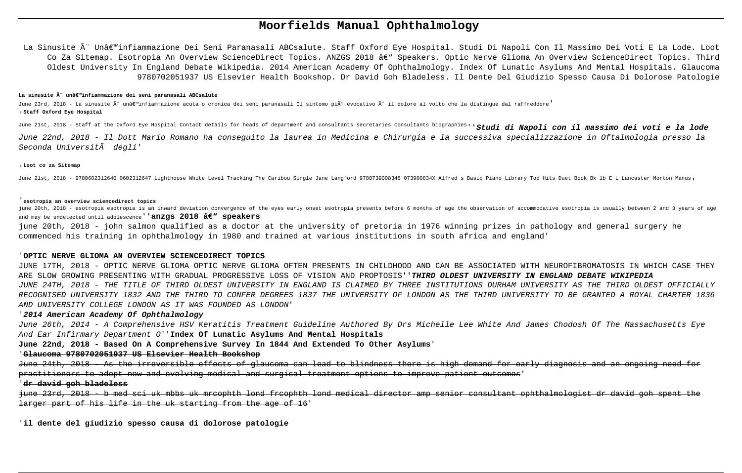# Moorfields Manual Ophthalmology

La Sinusite Ã¨ Unâ€™infiammazione Dei Seni Paranasali ABCsalute. Staff Oxford Eye Hospital. Studi Di Napoli Con Il Massimo Dei Voti E La Lode. Loot Co Za Sitemap. Esotropia An Overview ScienceDirect Topics. ANZGS 2018 â€“ Speakers. Optic Nerve Glioma An Overview ScienceDirect Topics. Third Oldest University In England Debate Wikipedia. 2014 American Academy Of Ophthalmology. Index Of Lunatic Asylums And Mental Hospitals. Glaucoma 9780702051937 US Elsevier Health Bookshop. Dr David Goh Bladeless. Il Dente Del Giudizio Spesso Causa Di Dolorose Patologie

**La sinusite Ã¨ unâ€™infiammazione dei seni paranasali ABCsalute**

June 23rd, 2018 - La sinusite Ã¨ unâ€™infiammazione acuta o cronica dei seni paranasali Il sintomo piÃ¹ evocativo Ã¨ il dolore al volto che la distingue dal raffreddore'

'**Staff Oxford Eye Hospital**

June 21st, 2018 - Staff at the Oxford Eye Hospital Contact details for heads of department and consultants secretaries Consultants biographies''***Studi di Napoli con il massimo dei voti e la lode***

*June 22nd, 2018 - Il Dott Mario Romano ha conseguito la laurea in Medicina e Chirurgia e la successiva specializzazione in Oftalmologia presso la Seconda UniversitÃ degli'*

'**Loot co za Sitemap**

June 21st, 2018 - 9780602312640 0602312647 Lighthouse White Level Tracking The Caribou Single Jane Langford 9780739008348 073900834X Alfred s Basic Piano Library Top Hits Duet Book Bk 1b E L Lancaster Morton Manus'

'**esotropia an overview sciencedirect topics**

june 20th, 2018 - esotropia esotropia is an inward deviation convergence of the eyes early onset esotropia presents before 6 months of age the observation of accommodative esotropia is usually between 2 and 3 years of age and may be undetected until adolescence''**anzgs 2018 â€“ speakers**

june 20th, 2018 - john salmon qualified as a doctor at the university of pretoria in 1976 winning prizes in pathology and general surgery he commenced his training in ophthalmology in 1980 and trained at various institutions in south africa and england'

'**OPTIC NERVE GLIOMA AN OVERVIEW SCIENCEDIRECT TOPICS**

JUNE 17TH, 2018 - OPTIC NERVE GLIOMA OPTIC NERVE GLIOMA OFTEN PRESENTS IN CHILDHOOD AND CAN BE ASSOCIATED WITH NEUROFIBROMATOSIS IN WHICH CASE THEY ARE SLOW GROWING PRESENTING WITH GRADUAL PROGRESSIVE LOSS OF VISION AND PROPTOSIS''***THIRD OLDEST UNIVERSITY IN ENGLAND DEBATE WIKIPEDIA***

*JUNE 24TH, 2018 - THE TITLE OF THIRD OLDEST UNIVERSITY IN ENGLAND IS CLAIMED BY THREE INSTITUTIONS DURHAM UNIVERSITY AS THE THIRD OLDEST OFFICIALLY RECOGNISED UNIVERSITY 1832 AND THE THIRD TO CONFER DEGREES 1837 THE UNIVERSITY OF LONDON AS THE THIRD UNIVERSITY TO BE GRANTED A ROYAL CHARTER 1836 AND UNIVERSITY COLLEGE LONDON AS IT WAS FOUNDED AS LONDON'*

'***2014 American Academy Of Ophthalmology***

*June 26th, 2014 - A Comprehensive HSV Keratitis Treatment Guideline Authored By Drs Michelle Lee White And James Chodosh Of The Massachusetts Eye And Ear Infirmary Department O*''**Index Of Lunatic Asylums And Mental Hospitals**

**June 22nd, 2018 - Based On A Comprehensive Survey In 1844 And Extended To Other Asylums**'

'~~**Glaucoma 9780702051937 US Elsevier Health Bookshop**~~

~~June 24th, 2018 - As the irreversible effects of glaucoma can lead to blindness there is high demand for early diagnosis and an ongoing need for practitioners to adopt new and evolving medical and surgical treatment options to improve patient outcomes~~'

'~~**dr david goh bladeless**~~

~~june 23rd, 2018 - b med sci uk mbbs uk mrcophth lond frcophth lond medical director amp senior consultant ophthalmologist dr david goh spent the larger part of his life in the uk starting from the age of 16~~'

'**il dente del giudizio spesso causa di dolorose patologie**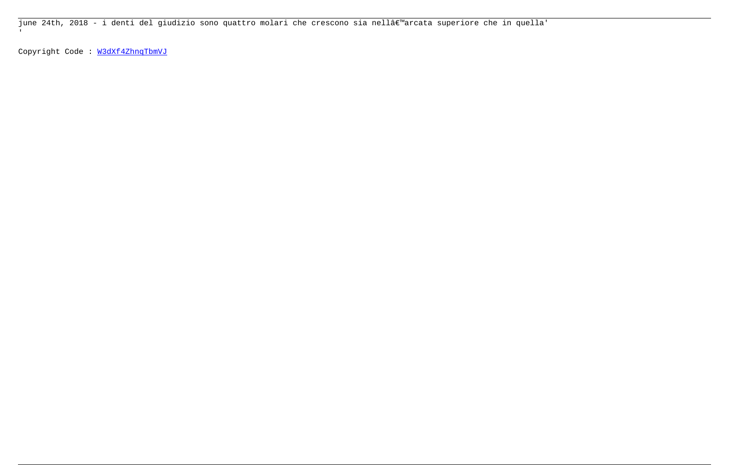june 24th, 2018 - i denti del giudizio sono quattro molari che crescono sia nellâ€™arcata superiore che in quella'
'

Copyright Code : [W3dXf4ZhnqTbmVJ]